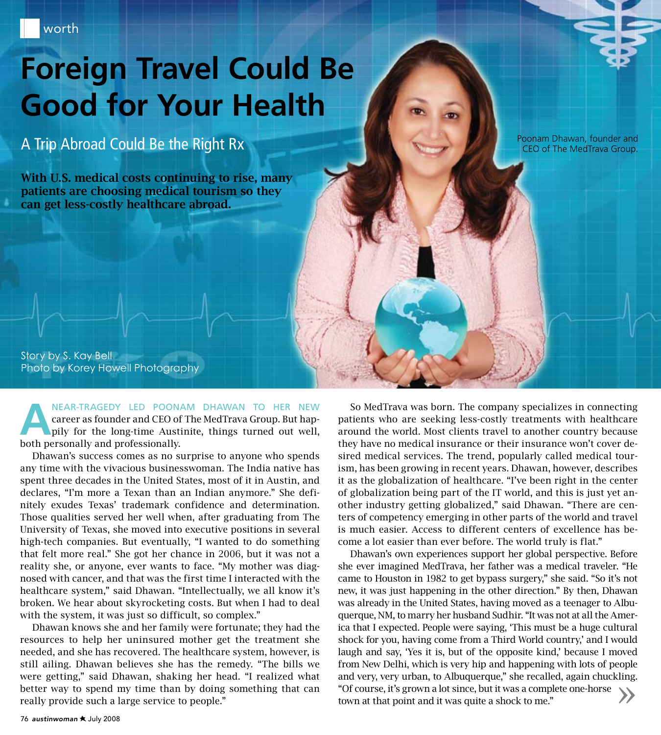worth

# Foreign Travel Could Be Good for Your Health

## A Trip Abroad Could Be the Right Rx

**With U.S. medical costs continuing to rise, many patients are choosing medical tourism so they can get less-costly healthcare abroad.**

Poonam Dhawan, founder and CEO of The MedTrava Group.

Story by S. Kay Bell
Photo by Korey Howell Photography

A NEAR-TRAGEDY LED POONAM DHAWAN TO HER NEW career as founder and CEO of The MedTrava Group. But happily for the long-time Austinite, things turned out well, both personally and professionally.

Dhawan's success comes as no surprise to anyone who spends any time with the vivacious businesswoman. The India native has spent three decades in the United States, most of it in Austin, and declares, "I'm more a Texan than an Indian anymore." She definitely exudes Texas' trademark confidence and determination. Those qualities served her well when, after graduating from The University of Texas, she moved into executive positions in several high-tech companies. But eventually, "I wanted to do something that felt more real." She got her chance in 2006, but it was not a reality she, or anyone, ever wants to face. "My mother was diagnosed with cancer, and that was the first time I interacted with the healthcare system," said Dhawan. "Intellectually, we all know it's broken. We hear about skyrocketing costs. But when I had to deal with the system, it was just so difficult, so complex."

Dhawan knows she and her family were fortunate; they had the resources to help her uninsured mother get the treatment she needed, and she has recovered. The healthcare system, however, is still ailing. Dhawan believes she has the remedy. "The bills we were getting," said Dhawan, shaking her head. "I realized what better way to spend my time than by doing something that can really provide such a large service to people."

So MedTrava was born. The company specializes in connecting patients who are seeking less-costly treatments with healthcare around the world. Most clients travel to another country because they have no medical insurance or their insurance won't cover desired medical services. The trend, popularly called medical tourism, has been growing in recent years. Dhawan, however, describes it as the globalization of healthcare. "I've been right in the center of globalization being part of the IT world, and this is just yet another industry getting globalized," said Dhawan. "There are centers of competency emerging in other parts of the world and travel is much easier. Access to different centers of excellence has become a lot easier than ever before. The world truly is flat."

Dhawan's own experiences support her global perspective. Before she ever imagined MedTrava, her father was a medical traveler. "He came to Houston in 1982 to get bypass surgery," she said. "So it's not new, it was just happening in the other direction." By then, Dhawan was already in the United States, having moved as a teenager to Albuquerque, NM, to marry her husband Sudhir. "It was not at all the America that I expected. People were saying, 'This must be a huge cultural shock for you, having come from a Third World country,' and I would laugh and say, 'Yes it is, but of the opposite kind,' because I moved from New Delhi, which is very hip and happening with lots of people and very, very urban, to Albuquerque," she recalled, again chuckling. "Of course, it's grown a lot since, but it was a complete one-horse town at that point and it was quite a shock to me."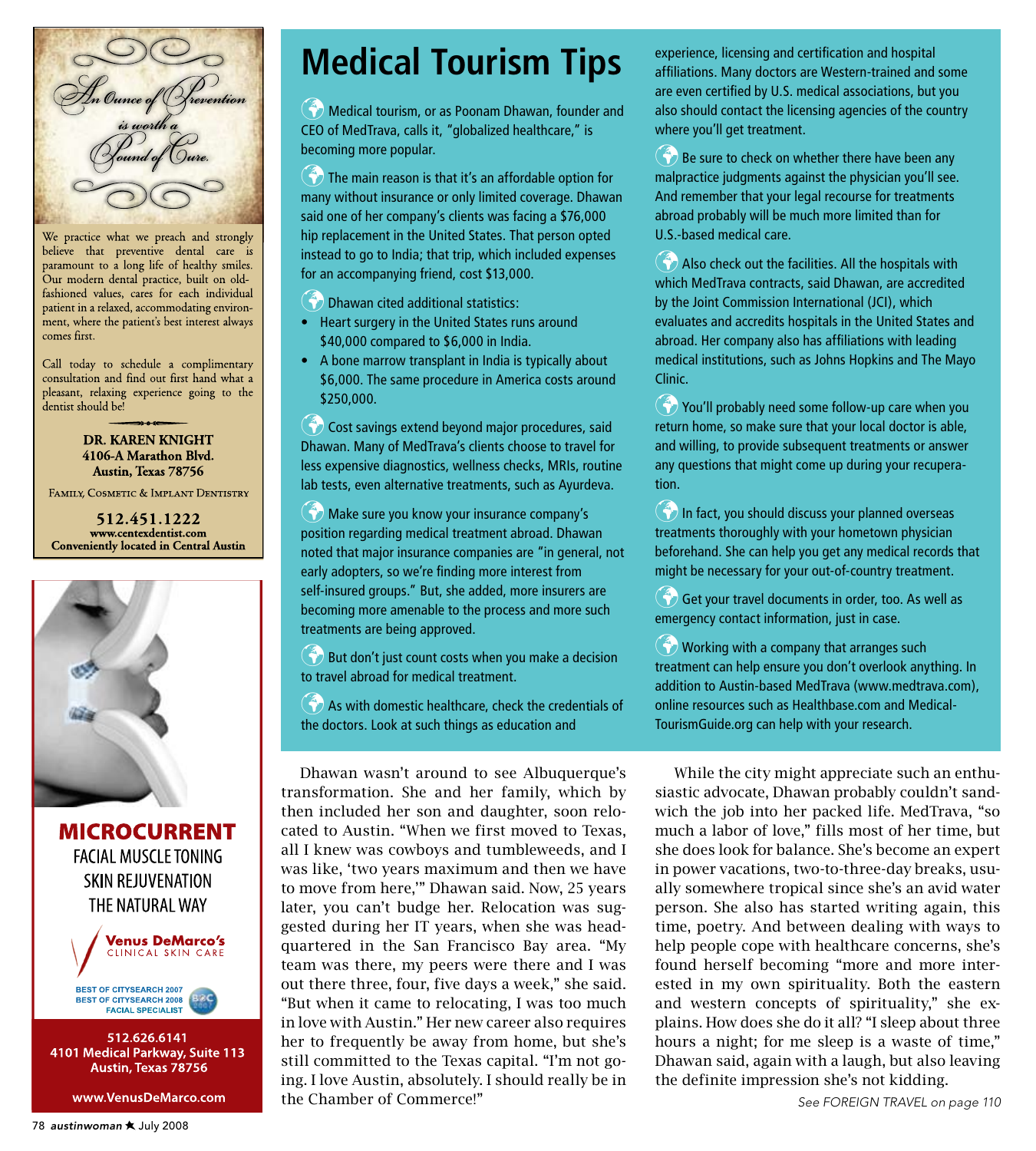An Ounce of Prevention is worth a Pound of Cure.

We practice what we preach and strongly believe that preventive dental care is paramount to a long life of healthy smiles. Our modern dental practice, built on old-fashioned values, cares for each individual patient in a relaxed, accommodating environment, where the patient's best interest always comes first.

Call today to schedule a complimentary consultation and find out first hand what a pleasant, relaxing experience going to the dentist should be!

**DR. KAREN KNIGHT**
**4106-A Marathon Blvd.**
**Austin, Texas 78756**

FAMILY, COSMETIC & IMPLANT DENTISTRY

**512.451.1222**
**www.centexdentist.com**
**Conveniently located in Central Austin**

**MICROCURRENT**
FACIAL MUSCLE TONING
SKIN REJUVENATION
THE NATURAL WAY

**Venus DeMarco's**
CLINICAL SKIN CARE

BEST OF CITYSEARCH 2007
BEST OF CITYSEARCH 2008
FACIAL SPECIALIST

**512.626.6141**
**4101 Medical Parkway, Suite 113**
**Austin, Texas 78756**

**www.VenusDeMarco.com**

# Medical Tourism Tips

Medical tourism, or as Poonam Dhawan, founder and CEO of MedTrava, calls it, "globalized healthcare," is becoming more popular.

The main reason is that it's an affordable option for many without insurance or only limited coverage. Dhawan said one of her company's clients was facing a $76,000 hip replacement in the United States. That person opted instead to go to India; that trip, which included expenses for an accompanying friend, cost $13,000.

Dhawan cited additional statistics:

- Heart surgery in the United States runs around $40,000 compared to $6,000 in India.
- A bone marrow transplant in India is typically about $6,000. The same procedure in America costs around $250,000.

Cost savings extend beyond major procedures, said Dhawan. Many of MedTrava's clients choose to travel for less expensive diagnostics, wellness checks, MRIs, routine lab tests, even alternative treatments, such as Ayurdeva.

Make sure you know your insurance company's position regarding medical treatment abroad. Dhawan noted that major insurance companies are "in general, not early adopters, so we're finding more interest from self-insured groups." But, she added, more insurers are becoming more amenable to the process and more such treatments are being approved.

But don't just count costs when you make a decision to travel abroad for medical treatment.

As with domestic healthcare, check the credentials of the doctors. Look at such things as education and experience, licensing and certification and hospital affiliations. Many doctors are Western-trained and some are even certified by U.S. medical associations, but you also should contact the licensing agencies of the country where you'll get treatment.

Be sure to check on whether there have been any malpractice judgments against the physician you'll see. And remember that your legal recourse for treatments abroad probably will be much more limited than for U.S.-based medical care.

Also check out the facilities. All the hospitals with which MedTrava contracts, said Dhawan, are accredited by the Joint Commission International (JCI), which evaluates and accredits hospitals in the United States and abroad. Her company also has affiliations with leading medical institutions, such as Johns Hopkins and The Mayo Clinic.

You'll probably need some follow-up care when you return home, so make sure that your local doctor is able, and willing, to provide subsequent treatments or answer any questions that might come up during your recuperation.

In fact, you should discuss your planned overseas treatments thoroughly with your hometown physician beforehand. She can help you get any medical records that might be necessary for your out-of-country treatment.

Get your travel documents in order, too. As well as emergency contact information, just in case.

Working with a company that arranges such treatment can help ensure you don't overlook anything. In addition to Austin-based MedTrava (www.medtrava.com), online resources such as Healthbase.com and MedicalTourismGuide.org can help with your research.

---

Dhawan wasn't around to see Albuquerque's transformation. She and her family, which by then included her son and daughter, soon relocated to Austin. "When we first moved to Texas, all I knew was cowboys and tumbleweeds, and I was like, 'two years maximum and then we have to move from here,'" Dhawan said. Now, 25 years later, you can't budge her. Relocation was suggested during her IT years, when she was headquartered in the San Francisco Bay area. "My team was there, my peers were there and I was out there three, four, five days a week," she said. "But when it came to relocating, I was too much in love with Austin." Her new career also requires her to frequently be away from home, but she's still committed to the Texas capital. "I'm not going. I love Austin, absolutely. I should really be in the Chamber of Commerce!"

While the city might appreciate such an enthusiastic advocate, Dhawan probably couldn't sandwich the job into her packed life. MedTrava, "so much a labor of love," fills most of her time, but she does look for balance. She's become an expert in power vacations, two-to-three-day breaks, usually somewhere tropical since she's an avid water person. She also has started writing again, this time, poetry. And between dealing with ways to help people cope with healthcare concerns, she's found herself becoming "more and more interested in my own spirituality. Both the eastern and western concepts of spirituality," she explains. How does she do it all? "I sleep about three hours a night; for me sleep is a waste of time," Dhawan said, again with a laugh, but also leaving the definite impression she's not kidding.

*See FOREIGN TRAVEL on page 110*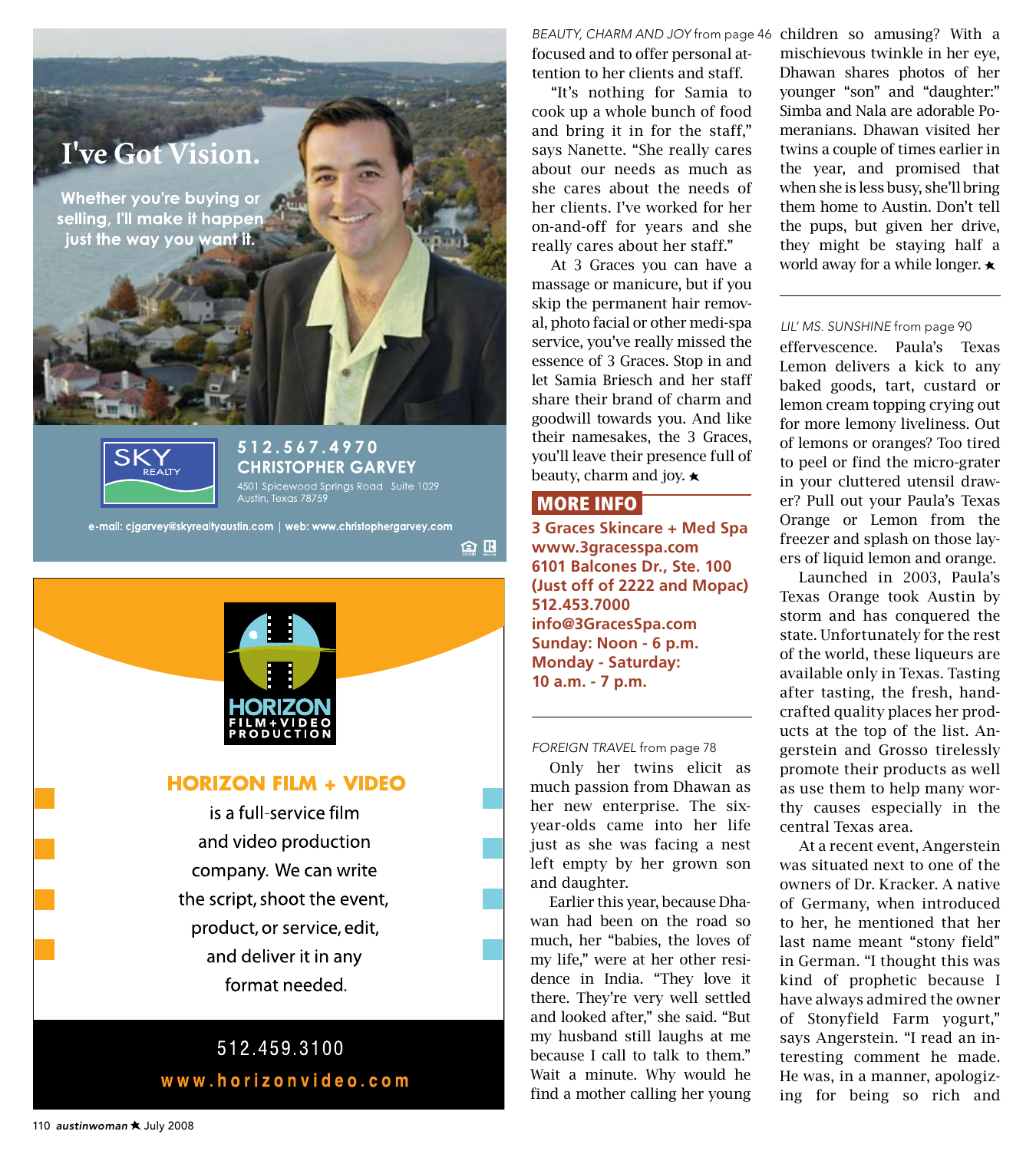I've Got Vision.

Whether you're buying or selling, I'll make it happen just the way you want it.

SKY REALTY

512.567.4970

CHRISTOPHER GARVEY

4501 Spicewood Springs Road Suite 1029
Austin, Texas 78759

e-mail: cjgarvey@skyrealtyaustin.com | web: www.christophergarvey.com

HORIZON FILM+VIDEO PRODUCTION

**HORIZON FILM + VIDEO**

is a full-service film and video production company. We can write the script, shoot the event, product, or service, edit, and deliver it in any format needed.

512.459.3100

www.horizonvideo.com

*BEAUTY, CHARM AND JOY* from page 46

focused and to offer personal attention to her clients and staff.

"It's nothing for Samia to cook up a whole bunch of food and bring it in for the staff," says Nanette. "She really cares about our needs as much as she cares about the needs of her clients. I've worked for her on-and-off for years and she really cares about her staff."

At 3 Graces you can have a massage or manicure, but if you skip the permanent hair removal, photo facial or other medi-spa service, you've really missed the essence of 3 Graces. Stop in and let Samia Briesch and her staff share their brand of charm and goodwill towards you. And like their namesakes, the 3 Graces, you'll leave their presence full of beauty, charm and joy. ★

**MORE INFO**

**3 Graces Skincare + Med Spa**
**www.3gracesspa.com**
**6101 Balcones Dr., Ste. 100**
**(Just off of 2222 and Mopac)**
**512.453.7000**
**info@3GracesSpa.com**
**Sunday: Noon - 6 p.m.**
**Monday - Saturday:**
**10 a.m. - 7 p.m.**

---

*FOREIGN TRAVEL* from page 78

Only her twins elicit as much passion from Dhawan as her new enterprise. The six-year-olds came into her life just as she was facing a nest left empty by her grown son and daughter.

Earlier this year, because Dhawan had been on the road so much, her "babies, the loves of my life," were at her other residence in India. "They love it there. They're very well settled and looked after," she said. "But my husband still laughs at me because I call to talk to them." Wait a minute. Why would he find a mother calling her young children so amusing? With a mischievous twinkle in her eye, Dhawan shares photos of her younger "son" and "daughter:" Simba and Nala are adorable Pomeranians. Dhawan visited her twins a couple of times earlier in the year, and promised that when she is less busy, she'll bring them home to Austin. Don't tell the pups, but given her drive, they might be staying half a world away for a while longer. ★

---

*LIL' MS. SUNSHINE* from page 90

effervescence. Paula's Texas Lemon delivers a kick to any baked goods, tart, custard or lemon cream topping crying out for more lemony liveliness. Out of lemons or oranges? Too tired to peel or find the micro-grater in your cluttered utensil drawer? Pull out your Paula's Texas Orange or Lemon from the freezer and splash on those layers of liquid lemon and orange.

Launched in 2003, Paula's Texas Orange took Austin by storm and has conquered the state. Unfortunately for the rest of the world, these liqueurs are available only in Texas. Tasting after tasting, the fresh, hand-crafted quality places her products at the top of the list. Angerstein and Grosso tirelessly promote their products as well as use them to help many worthy causes especially in the central Texas area.

At a recent event, Angerstein was situated next to one of the owners of Dr. Kracker. A native of Germany, when introduced to her, he mentioned that her last name meant "stony field" in German. "I thought this was kind of prophetic because I have always admired the owner of Stonyfield Farm yogurt," says Angerstein. "I read an interesting comment he made. He was, in a manner, apologizing for being so rich and